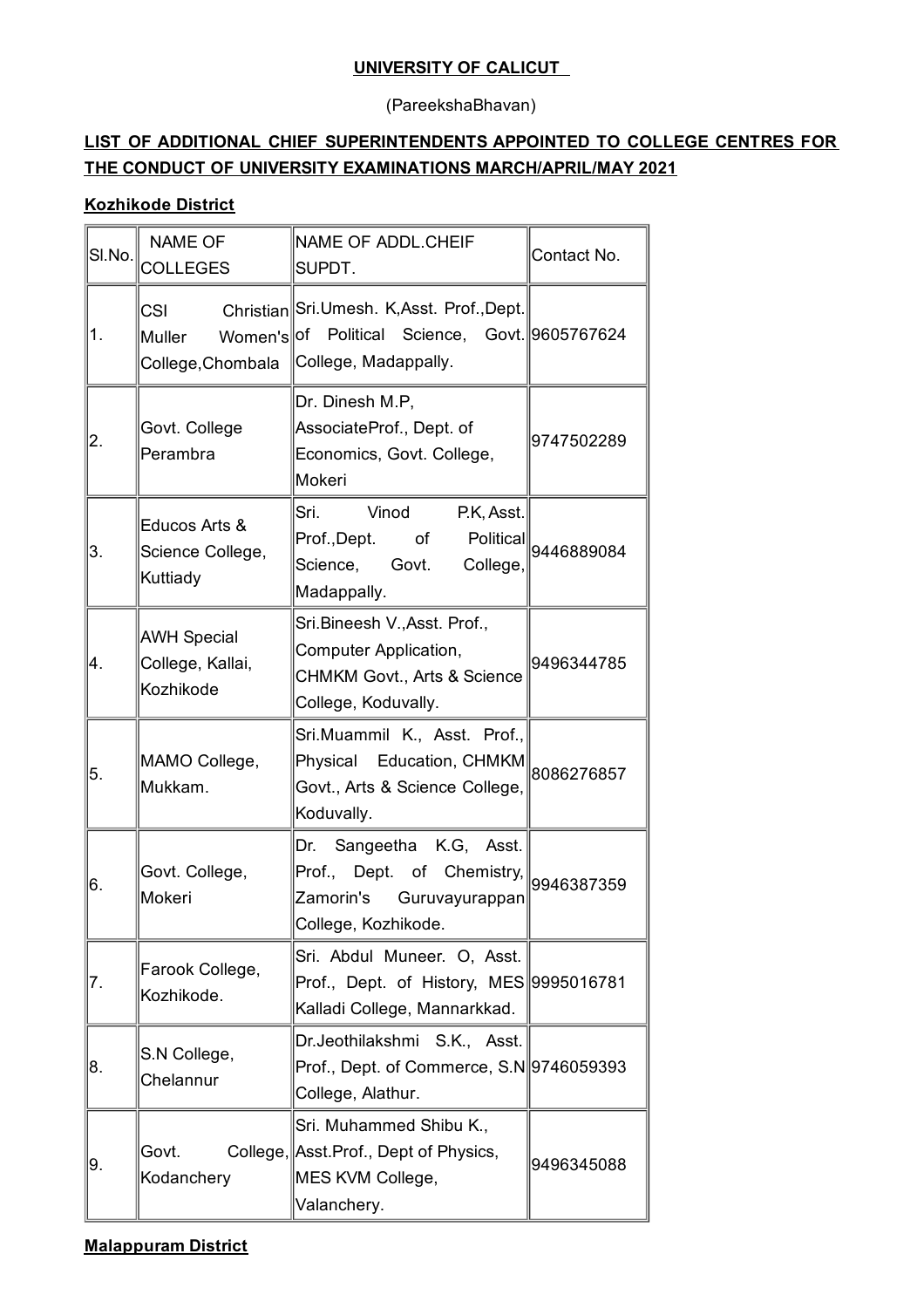**UNIVERSITY OF CALICUT**

(PareekshaBhavan)

**LIST OF ADDITIONAL CHIEF SUPERINTENDENTS APPOINTED TO COLLEGE CENTRES FOR THE CONDUCT OF UNIVERSITY EXAMINATIONS MARCH/APRIL/MAY 2021**

**Kozhikode District**

| Sl.No. | NAME OF COLLEGES | NAME OF ADDL.CHEIF SUPDT. | Contact No. |
|---|---|---|---|
| 1. | CSI Christian Muller Women's College,Chombala | Sri.Umesh. K,Asst. Prof.,Dept. of Political Science, Govt. College, Madappally. | 9605767624 |
| 2. | Govt. College Perambra | Dr. Dinesh M.P, AssociateProf., Dept. of Economics, Govt. College, Mokeri | 9747502289 |
| 3. | Educos Arts & Science College, Kuttiady | Sri. Vinod P.K, Asst. Prof.,Dept. of Political Science, Govt. College, Madappally. | 9446889084 |
| 4. | AWH Special College, Kallai, Kozhikode | Sri.Bineesh V.,Asst. Prof., Computer Application, CHMKM Govt., Arts & Science College, Koduvally. | 9496344785 |
| 5. | MAMO College, Mukkam. | Sri.Muammil K., Asst. Prof., Physical Education, CHMKM Govt., Arts & Science College, Koduvally. | 8086276857 |
| 6. | Govt. College, Mokeri | Dr. Sangeetha K.G, Asst. Prof., Dept. of Chemistry, Zamorin's Guruvayurappan College, Kozhikode. | 9946387359 |
| 7. | Farook College, Kozhikode. | Sri. Abdul Muneer. O, Asst. Prof., Dept. of History, MES Kalladi College, Mannarkkad. | 9995016781 |
| 8. | S.N College, Chelannur | Dr.Jeothilakshmi S.K., Asst. Prof., Dept. of Commerce, S.N College, Alathur. | 9746059393 |
| 9. | Govt. College, Kodanchery | Sri. Muhammed Shibu K., Asst.Prof., Dept of Physics, MES KVM College, Valanchery. | 9496345088 |

**Malappuram District**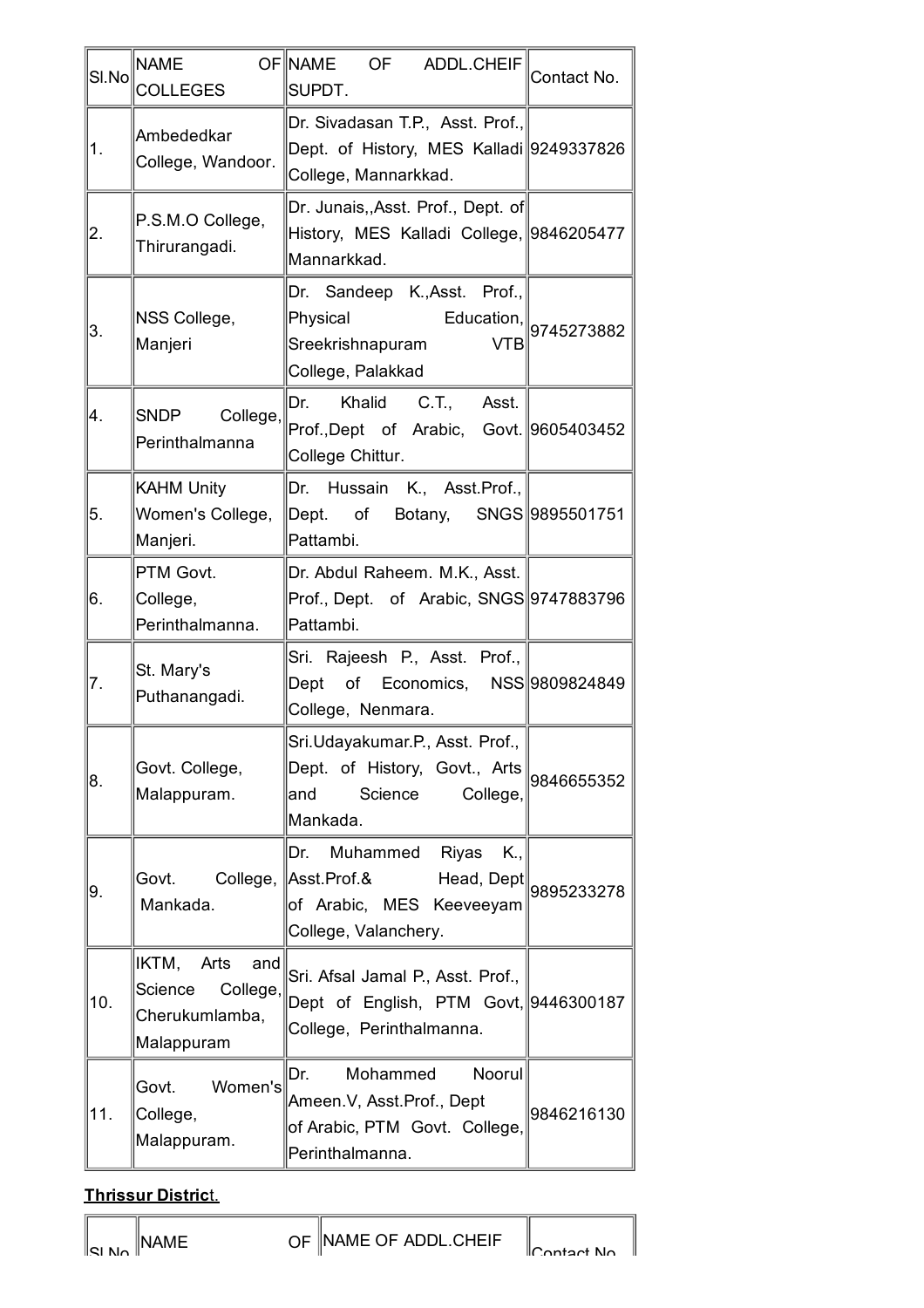| Sl.No | NAME OF COLLEGES | NAME OF ADDL.CHEIF SUPDT. | Contact No. |
|---|---|---|---|
| 1. | Ambededkar College, Wandoor. | Dr. Sivadasan T.P., Asst. Prof., Dept. of History, MES Kalladi College, Mannarkkad. | 9249337826 |
| 2. | P.S.M.O College, Thirurangadi. | Dr. Junais,,Asst. Prof., Dept. of History, MES Kalladi College, Mannarkkad. | 9846205477 |
| 3. | NSS College, Manjeri | Dr. Sandeep K.,Asst. Prof., Physical Education, Sreekrishnapuram VTB College, Palakkad | 9745273882 |
| 4. | SNDP College, Perinthalmanna | Dr. Khalid C.T., Asst. Prof.,Dept of Arabic, Govt. College Chittur. | 9605403452 |
| 5. | KAHM Unity Women's College, Manjeri. | Dr. Hussain K., Asst.Prof., Dept. of Botany, SNGS Pattambi. | 9895501751 |
| 6. | PTM Govt. College, Perinthalmanna. | Dr. Abdul Raheem. M.K., Asst. Prof., Dept. of Arabic, SNGS Pattambi. | 9747883796 |
| 7. | St. Mary's Puthanangadi. | Sri. Rajeesh P., Asst. Prof., Dept of Economics, NSS College, Nenmara. | 9809824849 |
| 8. | Govt. College, Malappuram. | Sri.Udayakumar.P., Asst. Prof., Dept. of History, Govt., Arts and Science College, Mankada. | 9846655352 |
| 9. | Govt. College, Mankada. | Dr. Muhammed Riyas K., Asst.Prof.& Head, Dept of Arabic, MES Keeveeyam College, Valanchery. | 9895233278 |
| 10. | IKTM, Arts and Science College, Cherukumlamba, Malappuram | Sri. Afsal Jamal P., Asst. Prof., Dept of English, PTM Govt, College, Perinthalmanna. | 9446300187 |
| 11. | Govt. Women's College, Malappuram. | Dr. Mohammed Noorul Ameen.V, Asst.Prof., Dept of Arabic, PTM Govt. College, Perinthalmanna. | 9846216130 |

**Thrissur District.**

| Sl.No | NAME OF | NAME OF ADDL.CHEIF | Contact No. |
|---|---|---|---|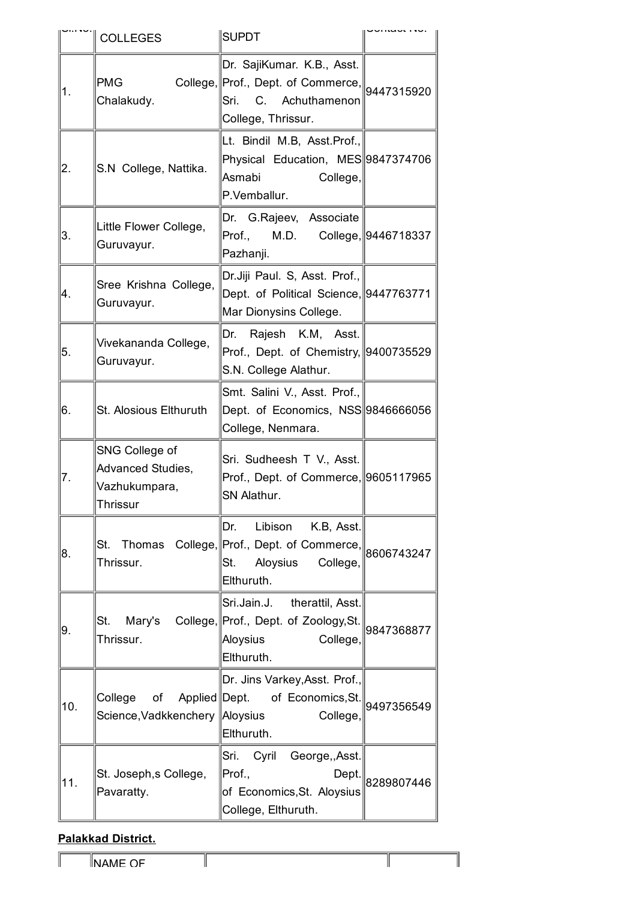| Sl.No. | COLLEGES | SUPDT | Contact No. |
|---|---|---|---|
| 1. | PMG College, Chalakudy. | Dr. SajiKumar. K.B., Asst. Prof., Dept. of Commerce, Sri. C. Achuthamenon College, Thrissur. | 9447315920 |
| 2. | S.N College, Nattika. | Lt. Bindil M.B, Asst.Prof., Physical Education, MES Asmabi College, P.Vemballur. | 9847374706 |
| 3. | Little Flower College, Guruvayur. | Dr. G.Rajeev, Associate Prof., M.D. College, Pazhanji. | 9446718337 |
| 4. | Sree Krishna College, Guruvayur. | Dr.Jiji Paul. S, Asst. Prof., Dept. of Political Science, Mar Dionysins College. | 9447763771 |
| 5. | Vivekananda College, Guruvayur. | Dr. Rajesh K.M, Asst. Prof., Dept. of Chemistry, S.N. College Alathur. | 9400735529 |
| 6. | St. Alosious Elthuruth | Smt. Salini V., Asst. Prof., Dept. of Economics, NSS College, Nenmara. | 9846666056 |
| 7. | SNG College of Advanced Studies, Vazhukumpara, Thrissur | Sri. Sudheesh T V., Asst. Prof., Dept. of Commerce, SN Alathur. | 9605117965 |
| 8. | St. Thomas College, Thrissur. | Dr. Libison K.B, Asst. Prof., Dept. of Commerce, St. Aloysius College, Elthuruth. | 8606743247 |
| 9. | St. Mary's College, Thrissur. | Sri.Jain.J. therattil, Asst. Prof., Dept. of Zoology,St. Aloysius College, Elthuruth. | 9847368877 |
| 10. | College of Applied Science,Vadkkenchery | Dr. Jins Varkey,Asst. Prof., Dept. of Economics,St. Aloysius College, Elthuruth. | 9497356549 |
| 11. | St. Joseph,s College, Pavaratty. | Sri. Cyril George,,Asst. Prof., Dept. of Economics,St. Aloysius College, Elthuruth. | 8289807446 |

**Palakkad District.**

| | NAME OF | | |
|---|---|---|---|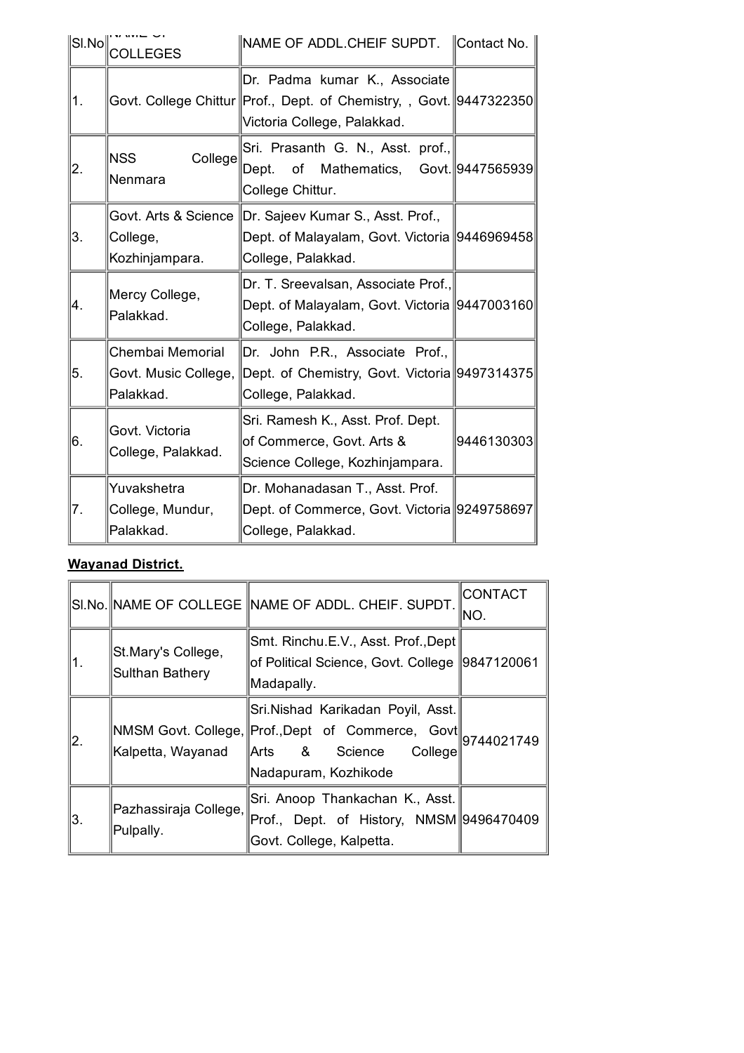| Sl.No | NAME OF COLLEGES | NAME OF ADDL.CHEIF SUPDT. | Contact No. |
|---|---|---|---|
| 1. | Govt. College Chittur | Dr. Padma kumar K., Associate Prof., Dept. of Chemistry, , Govt. Victoria College, Palakkad. | 9447322350 |
| 2. | NSS College Nenmara | Sri. Prasanth G. N., Asst. prof., Dept. of Mathematics, Govt. College Chittur. | 9447565939 |
| 3. | Govt. Arts & Science College, Kozhinjampara. | Dr. Sajeev Kumar S., Asst. Prof., Dept. of Malayalam, Govt. Victoria College, Palakkad. | 9446969458 |
| 4. | Mercy College, Palakkad. | Dr. T. Sreevalsan, Associate Prof., Dept. of Malayalam, Govt. Victoria College, Palakkad. | 9447003160 |
| 5. | Chembai Memorial Govt. Music College, Palakkad. | Dr. John P.R., Associate Prof., Dept. of Chemistry, Govt. Victoria College, Palakkad. | 9497314375 |
| 6. | Govt. Victoria College, Palakkad. | Sri. Ramesh K., Asst. Prof. Dept. of Commerce, Govt. Arts & Science College, Kozhinjampara. | 9446130303 |
| 7. | Yuvakshetra College, Mundur, Palakkad. | Dr. Mohanadasan T., Asst. Prof. Dept. of Commerce, Govt. Victoria College, Palakkad. | 9249758697 |

**Wayanad District.**

| Sl.No. | NAME OF COLLEGE | NAME OF ADDL. CHEIF. SUPDT. | CONTACT NO. |
|---|---|---|---|
| 1. | St.Mary's College, Sulthan Bathery | Smt. Rinchu.E.V., Asst. Prof.,Dept of Political Science, Govt. College Madapally. | 9847120061 |
| 2. | NMSM Govt. College, Kalpetta, Wayanad | Sri.Nishad Karikadan Poyil, Asst. Prof.,Dept of Commerce, Govt Arts & Science College Nadapuram, Kozhikode | 9744021749 |
| 3. | Pazhassiraja College, Pulpally. | Sri. Anoop Thankachan K., Asst. Prof., Dept. of History, NMSM Govt. College, Kalpetta. | 9496470409 |